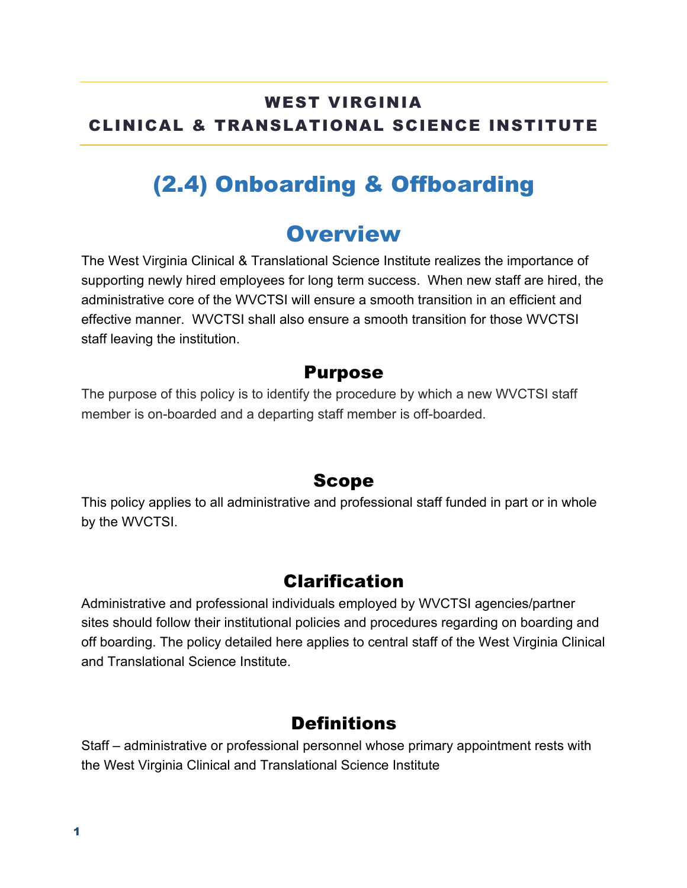**WEST VIRGINIA**
**CLINICAL & TRANSLATIONAL SCIENCE INSTITUTE**

# (2.4) Onboarding & Offboarding

## Overview

The West Virginia Clinical & Translational Science Institute realizes the importance of supporting newly hired employees for long term success. When new staff are hired, the administrative core of the WVCTSI will ensure a smooth transition in an efficient and effective manner. WVCTSI shall also ensure a smooth transition for those WVCTSI staff leaving the institution.

### Purpose

The purpose of this policy is to identify the procedure by which a new WVCTSI staff member is on-boarded and a departing staff member is off-boarded.

### Scope

This policy applies to all administrative and professional staff funded in part or in whole by the WVCTSI.

### Clarification

Administrative and professional individuals employed by WVCTSI agencies/partner sites should follow their institutional policies and procedures regarding on boarding and off boarding. The policy detailed here applies to central staff of the West Virginia Clinical and Translational Science Institute.

### Definitions

Staff – administrative or professional personnel whose primary appointment rests with the West Virginia Clinical and Translational Science Institute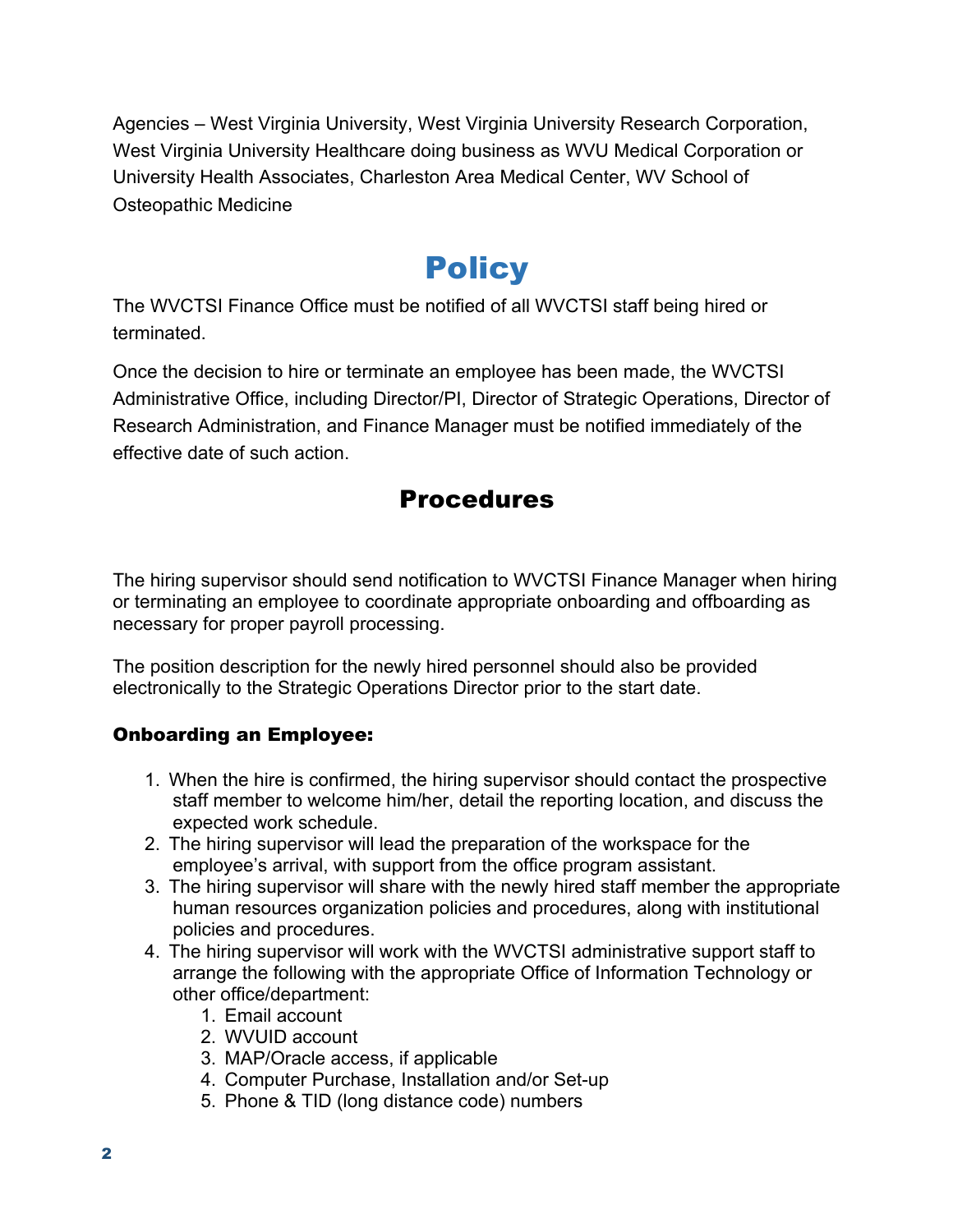Agencies – West Virginia University, West Virginia University Research Corporation, West Virginia University Healthcare doing business as WVU Medical Corporation or University Health Associates, Charleston Area Medical Center, WV School of Osteopathic Medicine

# Policy

The WVCTSI Finance Office must be notified of all WVCTSI staff being hired or terminated.

Once the decision to hire or terminate an employee has been made, the WVCTSI Administrative Office, including Director/PI, Director of Strategic Operations, Director of Research Administration, and Finance Manager must be notified immediately of the effective date of such action.

## Procedures

The hiring supervisor should send notification to WVCTSI Finance Manager when hiring or terminating an employee to coordinate appropriate onboarding and offboarding as necessary for proper payroll processing.

The position description for the newly hired personnel should also be provided electronically to the Strategic Operations Director prior to the start date.

### Onboarding an Employee:

1. When the hire is confirmed, the hiring supervisor should contact the prospective staff member to welcome him/her, detail the reporting location, and discuss the expected work schedule.
2. The hiring supervisor will lead the preparation of the workspace for the employee's arrival, with support from the office program assistant.
3. The hiring supervisor will share with the newly hired staff member the appropriate human resources organization policies and procedures, along with institutional policies and procedures.
4. The hiring supervisor will work with the WVCTSI administrative support staff to arrange the following with the appropriate Office of Information Technology or other office/department:
    1. Email account
    2. WVUID account
    3. MAP/Oracle access, if applicable
    4. Computer Purchase, Installation and/or Set-up
    5. Phone & TID (long distance code) numbers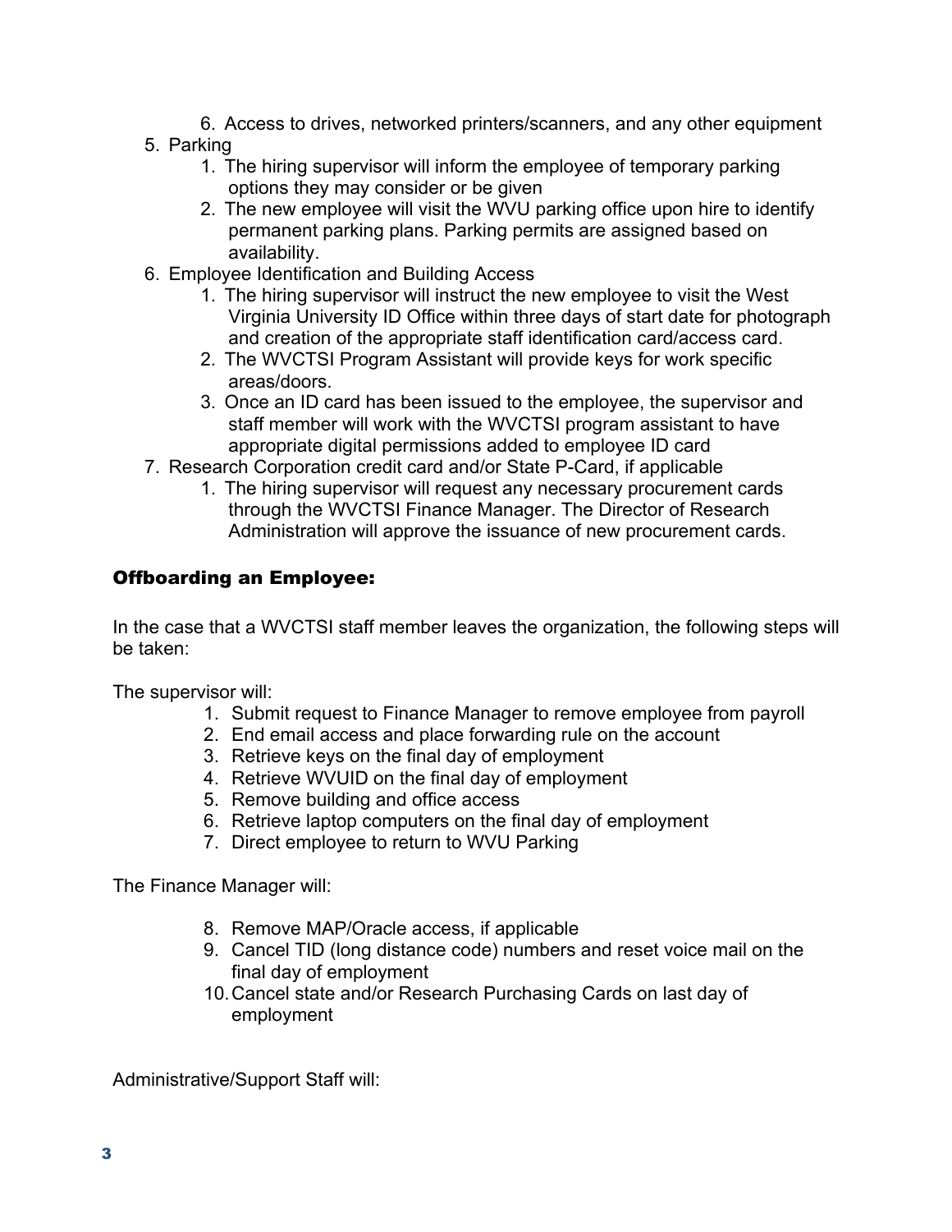6. Access to drives, networked printers/scanners, and any other equipment
5. Parking
    1. The hiring supervisor will inform the employee of temporary parking options they may consider or be given
    2. The new employee will visit the WVU parking office upon hire to identify permanent parking plans. Parking permits are assigned based on availability.
6. Employee Identification and Building Access
    1. The hiring supervisor will instruct the new employee to visit the West Virginia University ID Office within three days of start date for photograph and creation of the appropriate staff identification card/access card.
    2. The WVCTSI Program Assistant will provide keys for work specific areas/doors.
    3. Once an ID card has been issued to the employee, the supervisor and staff member will work with the WVCTSI program assistant to have appropriate digital permissions added to employee ID card
7. Research Corporation credit card and/or State P-Card, if applicable
    1. The hiring supervisor will request any necessary procurement cards through the WVCTSI Finance Manager. The Director of Research Administration will approve the issuance of new procurement cards.

## Offboarding an Employee:

In the case that a WVCTSI staff member leaves the organization, the following steps will be taken:

The supervisor will:

1. Submit request to Finance Manager to remove employee from payroll
2. End email access and place forwarding rule on the account
3. Retrieve keys on the final day of employment
4. Retrieve WVUID on the final day of employment
5. Remove building and office access
6. Retrieve laptop computers on the final day of employment
7. Direct employee to return to WVU Parking

The Finance Manager will:

8. Remove MAP/Oracle access, if applicable
9. Cancel TID (long distance code) numbers and reset voice mail on the final day of employment
10. Cancel state and/or Research Purchasing Cards on last day of employment

Administrative/Support Staff will: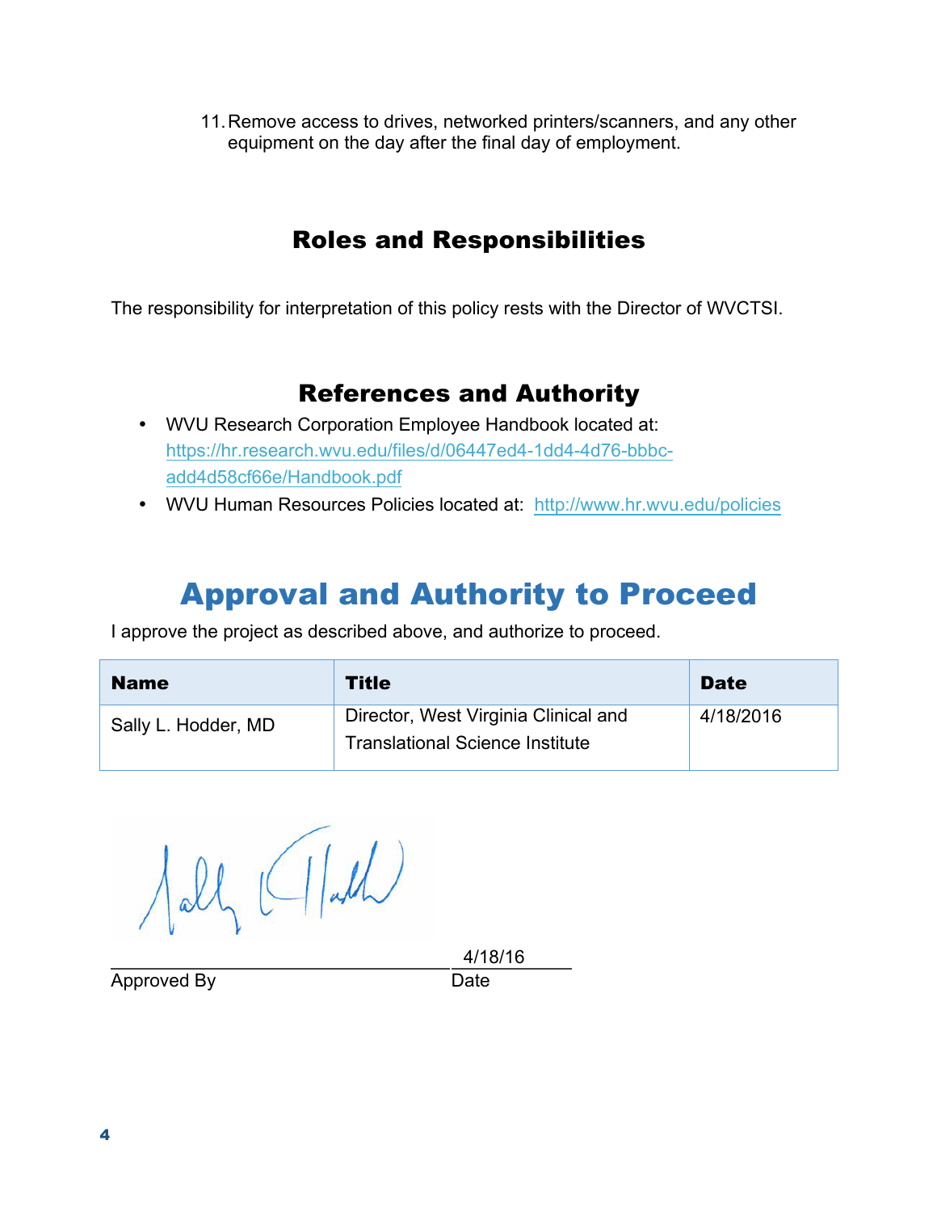11. Remove access to drives, networked printers/scanners, and any other equipment on the day after the final day of employment.

## Roles and Responsibilities

The responsibility for interpretation of this policy rests with the Director of WVCTSI.

## References and Authority

- WVU Research Corporation Employee Handbook located at: https://hr.research.wvu.edu/files/d/06447ed4-1dd4-4d76-bbbc-add4d58cf66e/Handbook.pdf
- WVU Human Resources Policies located at: http://www.hr.wvu.edu/policies

# Approval and Authority to Proceed

I approve the project as described above, and authorize to proceed.

| Name | Title | Date |
| --- | --- | --- |
| Sally L. Hodder, MD | Director, West Virginia Clinical and Translational Science Institute | 4/18/2016 |

Approved By: [signature]    Date: 4/18/16